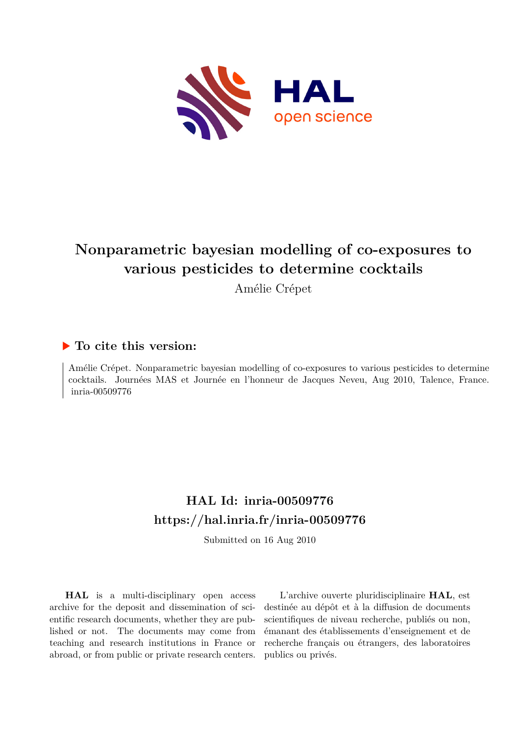# Nonparametric bayesian modelling of co-exposures to various pesticides to determine cocktails

Amélie Crépet

## ▶ To cite this version:

Amélie Crépet. Nonparametric bayesian modelling of co-exposures to various pesticides to determine cocktails. Journées MAS et Journée en l'honneur de Jacques Neveu, Aug 2010, Talence, France. inria-00509776

## HAL Id: inria-00509776

## https://hal.inria.fr/inria-00509776

Submitted on 16 Aug 2010

**HAL** is a multi-disciplinary open access archive for the deposit and dissemination of scientific research documents, whether they are published or not. The documents may come from teaching and research institutions in France or abroad, or from public or private research centers.

L'archive ouverte pluridisciplinaire **HAL**, est destinée au dépôt et à la diffusion de documents scientifiques de niveau recherche, publiés ou non, émanant des établissements d'enseignement et de recherche français ou étrangers, des laboratoires publics ou privés.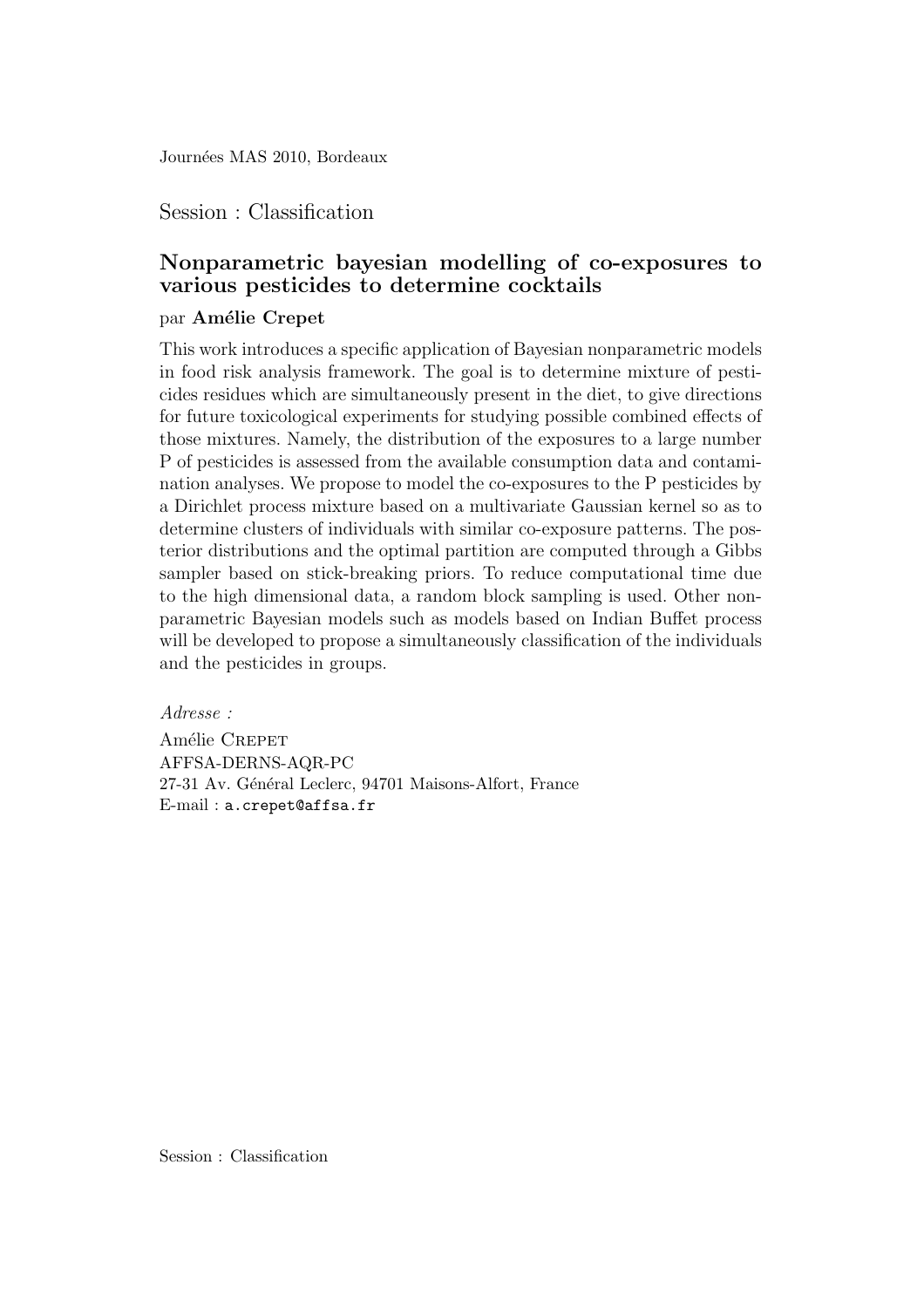Journées MAS 2010, Bordeaux

Session : Classification

## Nonparametric bayesian modelling of co-exposures to various pesticides to determine cocktails

par **Amélie Crepet**

This work introduces a specific application of Bayesian nonparametric models in food risk analysis framework. The goal is to determine mixture of pesticides residues which are simultaneously present in the diet, to give directions for future toxicological experiments for studying possible combined effects of those mixtures. Namely, the distribution of the exposures to a large number P of pesticides is assessed from the available consumption data and contamination analyses. We propose to model the co-exposures to the P pesticides by a Dirichlet process mixture based on a multivariate Gaussian kernel so as to determine clusters of individuals with similar co-exposure patterns. The posterior distributions and the optimal partition are computed through a Gibbs sampler based on stick-breaking priors. To reduce computational time due to the high dimensional data, a random block sampling is used. Other nonparametric Bayesian models such as models based on Indian Buffet process will be developed to propose a simultaneously classification of the individuals and the pesticides in groups.

*Adresse :*

Amélie Crepet
AFFSA-DERNS-AQR-PC
27-31 Av. Général Leclerc, 94701 Maisons-Alfort, France
E-mail : a.crepet@affsa.fr